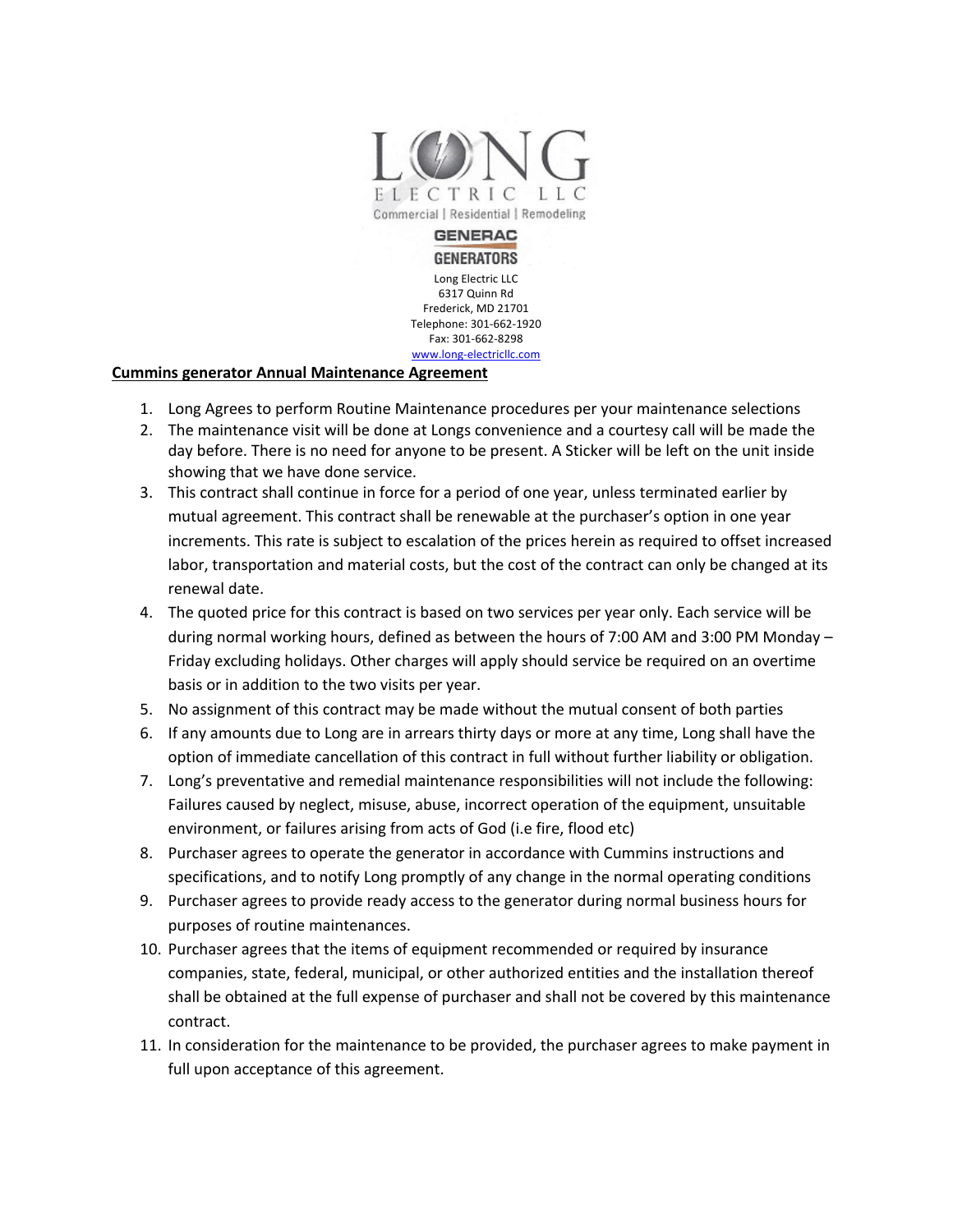LONG ELECTRIC LLC

Commercial | Residential | Remodeling

GENERAC GENERATORS

Long Electric LLC
6317 Quinn Rd
Frederick, MD 21701
Telephone: 301-662-1920
Fax: 301-662-8298
www.long-electricllc.com

**Cummins generator Annual Maintenance Agreement**

1. Long Agrees to perform Routine Maintenance procedures per your maintenance selections
2. The maintenance visit will be done at Longs convenience and a courtesy call will be made the day before. There is no need for anyone to be present. A Sticker will be left on the unit inside showing that we have done service.
3. This contract shall continue in force for a period of one year, unless terminated earlier by mutual agreement. This contract shall be renewable at the purchaser's option in one year increments. This rate is subject to escalation of the prices herein as required to offset increased labor, transportation and material costs, but the cost of the contract can only be changed at its renewal date.
4. The quoted price for this contract is based on two services per year only. Each service will be during normal working hours, defined as between the hours of 7:00 AM and 3:00 PM Monday – Friday excluding holidays. Other charges will apply should service be required on an overtime basis or in addition to the two visits per year.
5. No assignment of this contract may be made without the mutual consent of both parties
6. If any amounts due to Long are in arrears thirty days or more at any time, Long shall have the option of immediate cancellation of this contract in full without further liability or obligation.
7. Long's preventative and remedial maintenance responsibilities will not include the following: Failures caused by neglect, misuse, abuse, incorrect operation of the equipment, unsuitable environment, or failures arising from acts of God (i.e fire, flood etc)
8. Purchaser agrees to operate the generator in accordance with Cummins instructions and specifications, and to notify Long promptly of any change in the normal operating conditions
9. Purchaser agrees to provide ready access to the generator during normal business hours for purposes of routine maintenances.
10. Purchaser agrees that the items of equipment recommended or required by insurance companies, state, federal, municipal, or other authorized entities and the installation thereof shall be obtained at the full expense of purchaser and shall not be covered by this maintenance contract.
11. In consideration for the maintenance to be provided, the purchaser agrees to make payment in full upon acceptance of this agreement.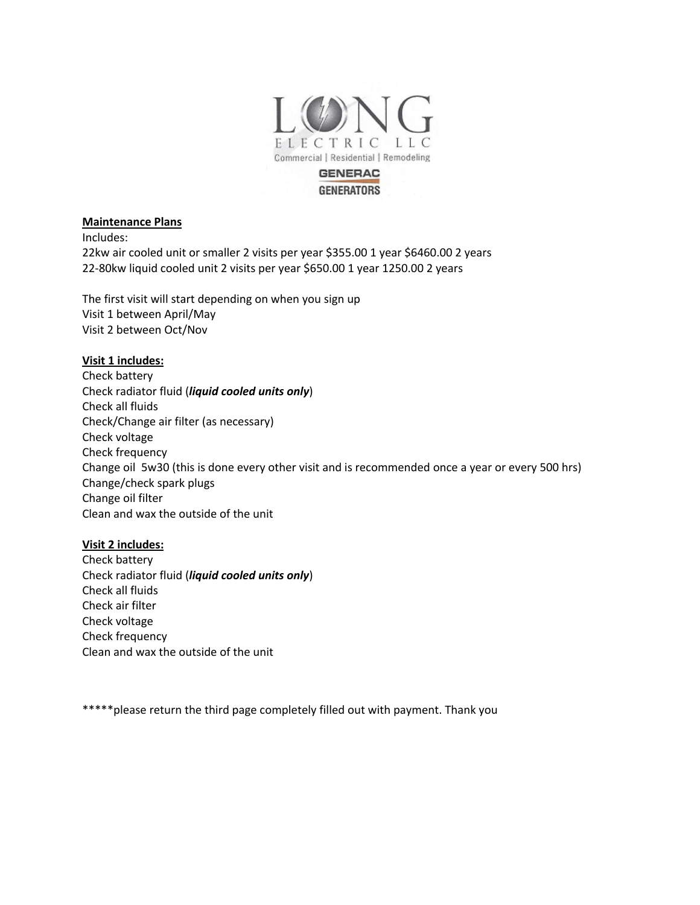LONG ELECTRIC LLC

Commercial | Residential | Remodeling

GENERAC GENERATORS

**Maintenance Plans**

Includes:

22kw air cooled unit or smaller 2 visits per year $355.00 1 year $6460.00 2 years

22-80kw liquid cooled unit 2 visits per year $650.00 1 year 1250.00 2 years

The first visit will start depending on when you sign up

Visit 1 between April/May

Visit 2 between Oct/Nov

**Visit 1 includes:**

Check battery

Check radiator fluid (***liquid cooled units only***)

Check all fluids

Check/Change air filter (as necessary)

Check voltage

Check frequency

Change oil 5w30 (this is done every other visit and is recommended once a year or every 500 hrs)

Change/check spark plugs

Change oil filter

Clean and wax the outside of the unit

**Visit 2 includes:**

Check battery

Check radiator fluid (***liquid cooled units only***)

Check all fluids

Check air filter

Check voltage

Check frequency

Clean and wax the outside of the unit

*****please return the third page completely filled out with payment. Thank you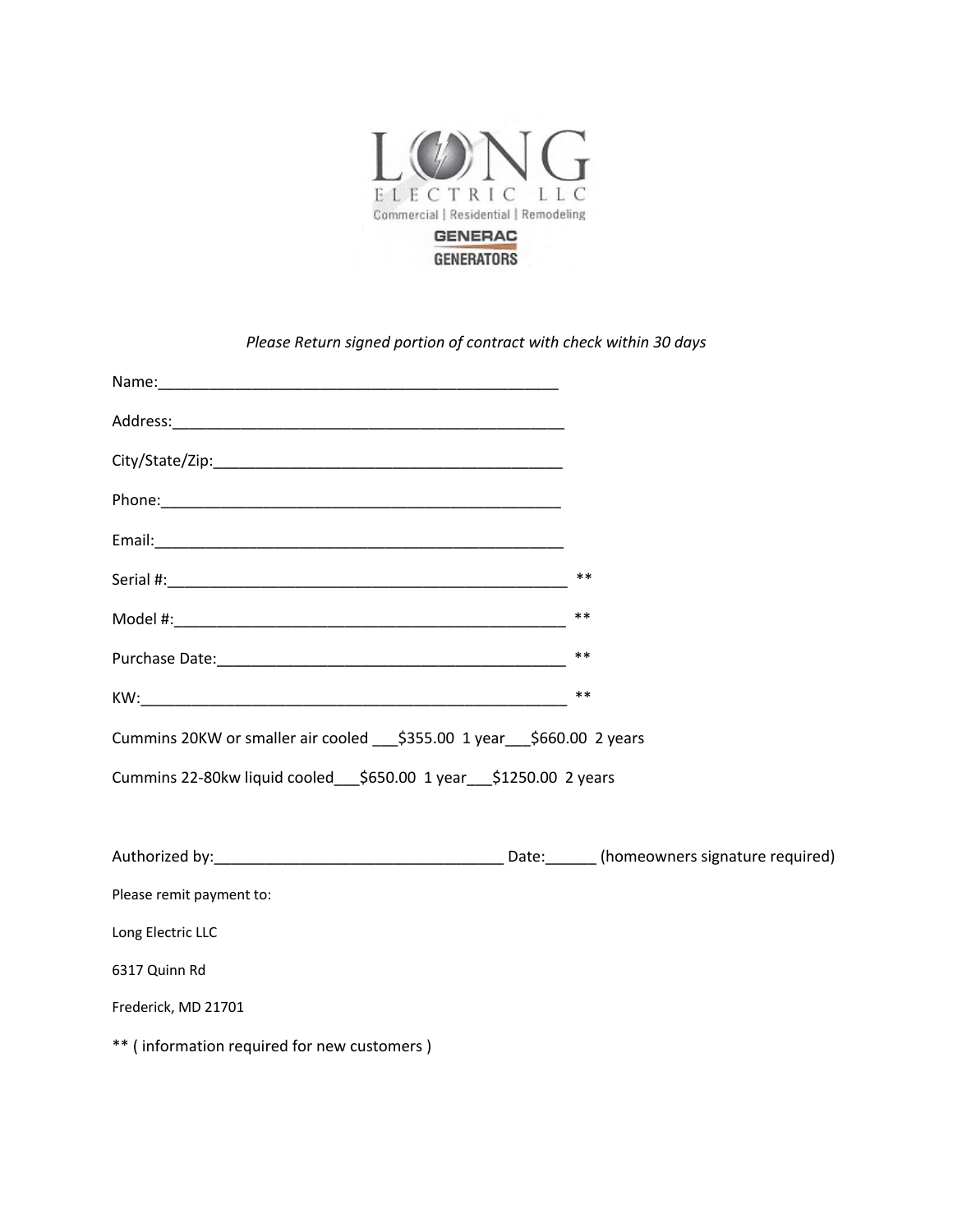LONG ELECTRIC LLC
Commercial | Residential | Remodeling
GENERAC GENERATORS

*Please Return signed portion of contract with check within 30 days*

Name:_______________________________________________

Address:_____________________________________________

City/State/Zip:________________________________________

Phone:______________________________________________

Email:_______________________________________________

Serial #:_____________________________________________ **

Model #:____________________________________________ **

Purchase Date:_______________________________________ **

KW:________________________________________________ **

Cummins 20KW or smaller air cooled ___$355.00 1 year___$660.00 2 years

Cummins 22-80kw liquid cooled___$650.00 1 year___$1250.00 2 years

Authorized by:________________________________ Date:______ (homeowners signature required)

Please remit payment to:

Long Electric LLC

6317 Quinn Rd

Frederick, MD 21701

** ( information required for new customers )